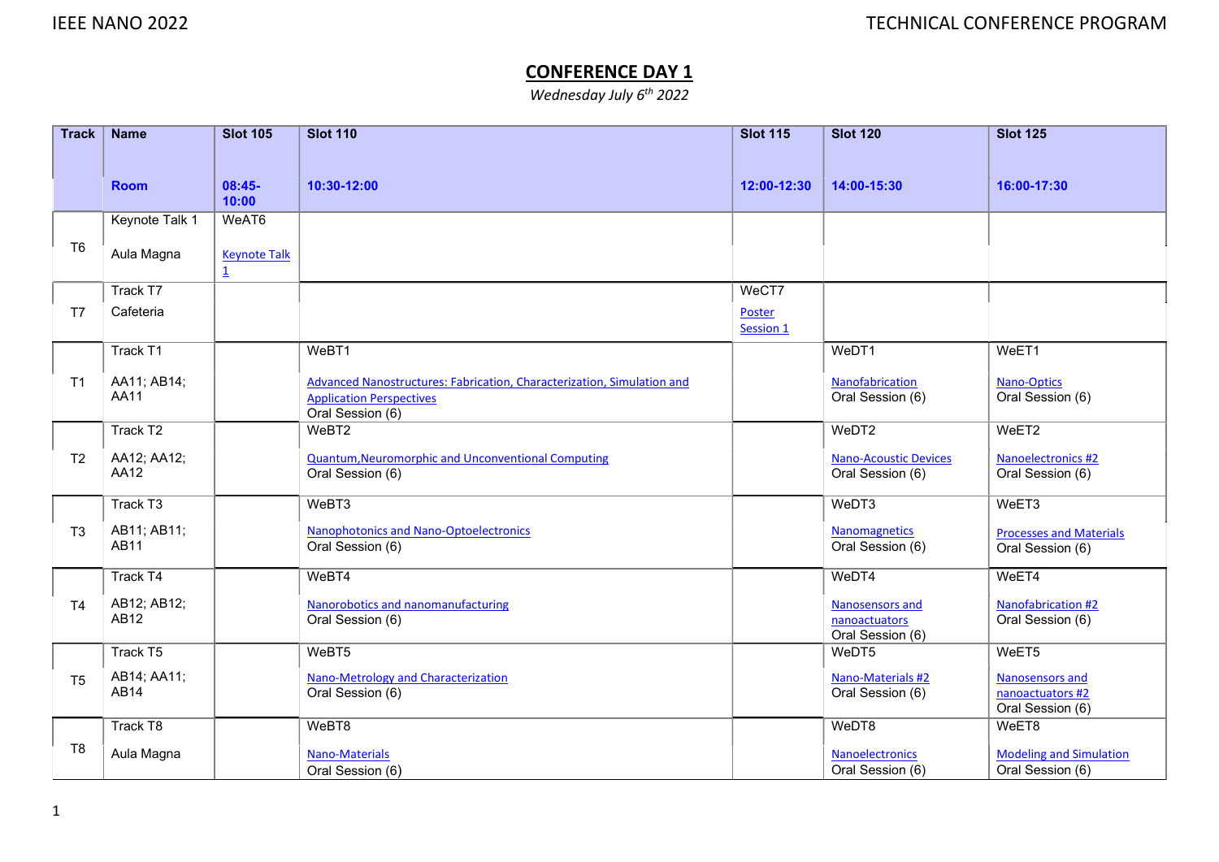## CONFERENCE DAY 1

*Wednesday July 6th 2022*

| Track | Name | Slot 105 | Slot 110 | Slot 115 | Slot 120 | Slot 125 |
|---|---|---|---|---|---|---|
| | Room | 08:45-10:00 | 10:30-12:00 | 12:00-12:30 | 14:00-15:30 | 16:00-17:30 |
| T6 | Keynote Talk 1<br>Aula Magna | WeAT6<br>Keynote Talk 1 | | | | |
| T7 | Track T7<br>Cafeteria | | | WeCT7<br>Poster Session 1 | | |
| T1 | Track T1<br>AA11; AB14; AA11 | | WeBT1<br>Advanced Nanostructures: Fabrication, Characterization, Simulation and Application Perspectives<br>Oral Session (6) | | WeDT1<br>Nanofabrication<br>Oral Session (6) | WeET1<br>Nano-Optics<br>Oral Session (6) |
| T2 | Track T2<br>AA12; AA12; AA12 | | WeBT2<br>Quantum,Neuromorphic and Unconventional Computing<br>Oral Session (6) | | WeDT2<br>Nano-Acoustic Devices<br>Oral Session (6) | WeET2<br>Nanoelectronics #2<br>Oral Session (6) |
| T3 | Track T3<br>AB11; AB11; AB11 | | WeBT3<br>Nanophotonics and Nano-Optoelectronics<br>Oral Session (6) | | WeDT3<br>Nanomagnetics<br>Oral Session (6) | WeET3<br>Processes and Materials<br>Oral Session (6) |
| T4 | Track T4<br>AB12; AB12; AB12 | | WeBT4<br>Nanorobotics and nanomanufacturing<br>Oral Session (6) | | WeDT4<br>Nanosensors and nanoactuators<br>Oral Session (6) | WeET4<br>Nanofabrication #2<br>Oral Session (6) |
| T5 | Track T5<br>AB14; AA11; AB14 | | WeBT5<br>Nano-Metrology and Characterization<br>Oral Session (6) | | WeDT5<br>Nano-Materials #2<br>Oral Session (6) | WeET5<br>Nanosensors and nanoactuators #2<br>Oral Session (6) |
| T8 | Track T8<br>Aula Magna | | WeBT8<br>Nano-Materials<br>Oral Session (6) | | WeDT8<br>Nanoelectronics<br>Oral Session (6) | WeET8<br>Modeling and Simulation<br>Oral Session (6) |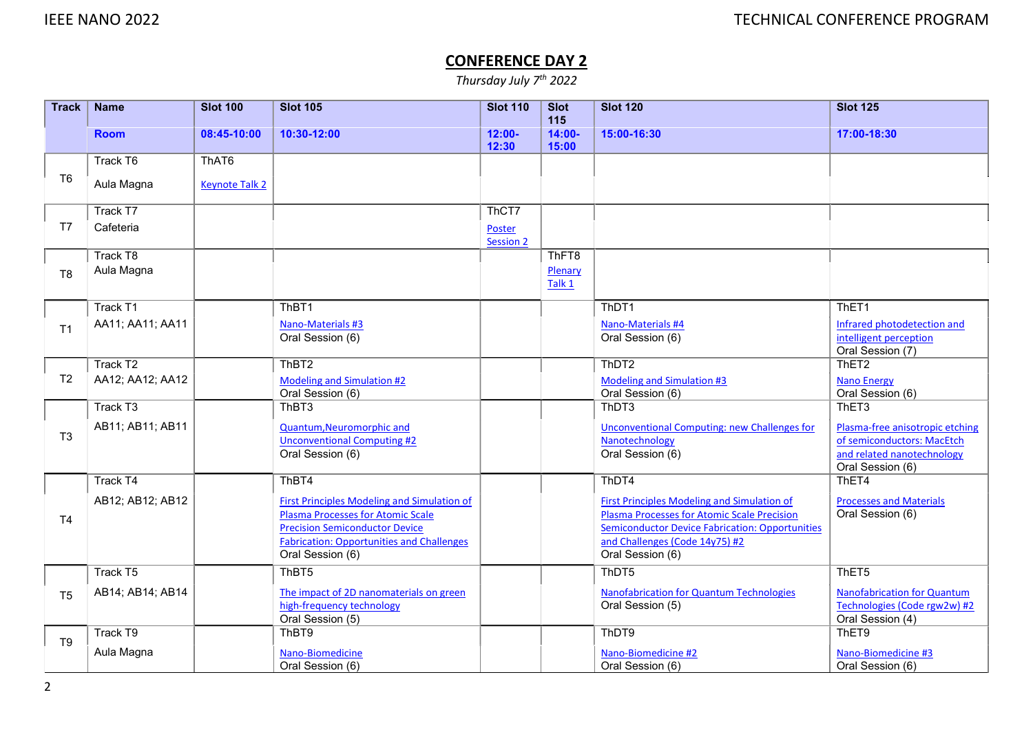## CONFERENCE DAY 2

*Thursday July 7th 2022*

| Track | Name | Slot 100 | Slot 105 | Slot 110 | Slot 115 | Slot 120 | Slot 125 |
|---|---|---|---|---|---|---|---|
| | **Room** | **08:45-10:00** | **10:30-12:00** | **12:00-12:30** | **14:00-15:00** | **15:00-16:30** | **17:00-18:30** |
| T6 | Track T6<br>Aula Magna | ThAT6<br>Keynote Talk 2 | | | | | |
| T7 | Track T7<br>Cafeteria | | | ThCT7<br>Poster Session 2 | | | |
| T8 | Track T8<br>Aula Magna | | | | ThFT8<br>Plenary Talk 1 | | |
| T1 | Track T1<br>AA11; AA11; AA11 | | ThBT1<br>Nano-Materials #3<br>Oral Session (6) | | | ThDT1<br>Nano-Materials #4<br>Oral Session (6) | ThET1<br>Infrared photodetection and intelligent perception<br>Oral Session (7) |
| T2 | Track T2<br>AA12; AA12; AA12 | | ThBT2<br>Modeling and Simulation #2<br>Oral Session (6) | | | ThDT2<br>Modeling and Simulation #3<br>Oral Session (6) | ThET2<br>Nano Energy<br>Oral Session (6) |
| T3 | Track T3<br>AB11; AB11; AB11 | | ThBT3<br>Quantum,Neuromorphic and Unconventional Computing #2<br>Oral Session (6) | | | ThDT3<br>Unconventional Computing: new Challenges for Nanotechnology<br>Oral Session (6) | ThET3<br>Plasma-free anisotropic etching of semiconductors: MacEtch and related nanotechnology<br>Oral Session (6) |
| T4 | Track T4<br>AB12; AB12; AB12 | | ThBT4<br>First Principles Modeling and Simulation of Plasma Processes for Atomic Scale Precision Semiconductor Device Fabrication: Opportunities and Challenges<br>Oral Session (6) | | | ThDT4<br>First Principles Modeling and Simulation of Plasma Processes for Atomic Scale Precision Semiconductor Device Fabrication: Opportunities and Challenges (Code 14y75) #2<br>Oral Session (6) | ThET4<br>Processes and Materials<br>Oral Session (6) |
| T5 | Track T5<br>AB14; AB14; AB14 | | ThBT5<br>The impact of 2D nanomaterials on green high-frequency technology<br>Oral Session (5) | | | ThDT5<br>Nanofabrication for Quantum Technologies<br>Oral Session (5) | ThET5<br>Nanofabrication for Quantum Technologies (Code rgw2w) #2<br>Oral Session (4) |
| T9 | Track T9<br>Aula Magna | | ThBT9<br>Nano-Biomedicine<br>Oral Session (6) | | | ThDT9<br>Nano-Biomedicine #2<br>Oral Session (6) | ThET9<br>Nano-Biomedicine #3<br>Oral Session (6) |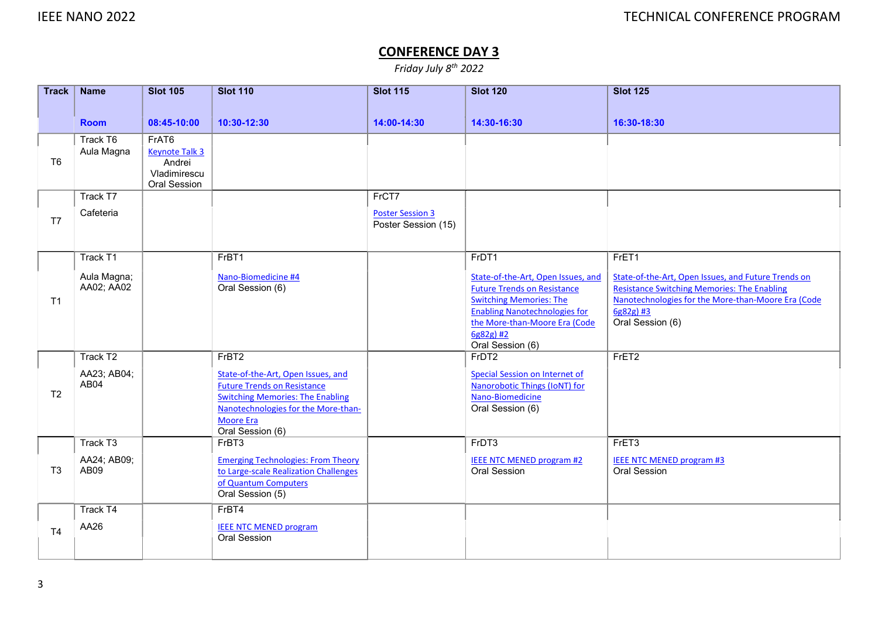## CONFERENCE DAY 3

*Friday July 8th 2022*

| Track | Name<br>Room | Slot 105<br>08:45-10:00 | Slot 110<br>10:30-12:30 | Slot 115<br>14:00-14:30 | Slot 120<br>14:30-16:30 | Slot 125<br>16:30-18:30 |
|---|---|---|---|---|---|---|
| T6 | Track T6<br>Aula Magna | FrAT6<br>Keynote Talk 3<br>Andrei Vladimirescu<br>Oral Session | | | | |
| T7 | Track T7<br>Cafeteria | | | FrCT7<br>Poster Session 3<br>Poster Session (15) | | |
| T1 | Track T1<br>Aula Magna; AA02; AA02 | | FrBT1<br>Nano-Biomedicine #4<br>Oral Session (6) | | FrDT1<br>State-of-the-Art, Open Issues, and Future Trends on Resistance Switching Memories: The Enabling Nanotechnologies for the More-than-Moore Era (Code 6g82g) #2<br>Oral Session (6) | FrET1<br>State-of-the-Art, Open Issues, and Future Trends on Resistance Switching Memories: The Enabling Nanotechnologies for the More-than-Moore Era (Code 6g82g) #3<br>Oral Session (6) |
| T2 | Track T2<br>AA23; AB04; AB04 | | FrBT2<br>State-of-the-Art, Open Issues, and Future Trends on Resistance Switching Memories: The Enabling Nanotechnologies for the More-than-Moore Era<br>Oral Session (6) | | FrDT2<br>Special Session on Internet of Nanorobotic Things (IoNT) for Nano-Biomedicine<br>Oral Session (6) | FrET2 |
| T3 | Track T3<br>AA24; AB09; AB09 | | FrBT3<br>Emerging Technologies: From Theory to Large-scale Realization Challenges of Quantum Computers<br>Oral Session (5) | | FrDT3<br>IEEE NTC MENED program #2<br>Oral Session | FrET3<br>IEEE NTC MENED program #3<br>Oral Session |
| T4 | Track T4<br>AA26 | | FrBT4<br>IEEE NTC MENED program<br>Oral Session | | | |